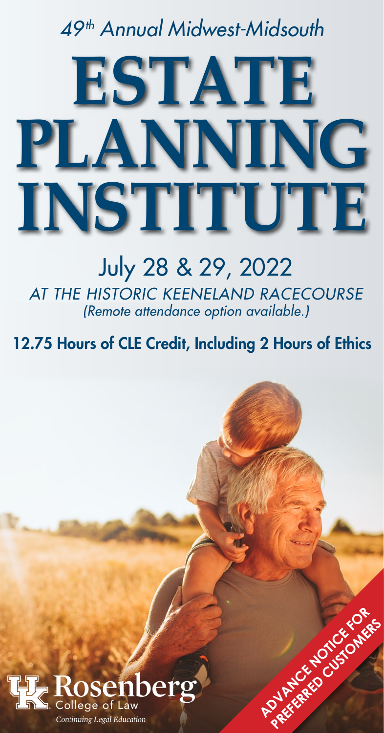*49th Annual Midwest-Midsouth*

# ESTATE PLANNING INSTITUTE

## July 28 & 29, 2022

*AT THE HISTORIC KEENELAND RACECOURSE*
*(Remote attendance option available.)*

**12.75 Hours of CLE Credit, Including 2 Hours of Ethics**

ADVANCE NOTICE FOR PREFERRED CUSTOMERS

Rosenberg College of Law
*Continuing Legal Education*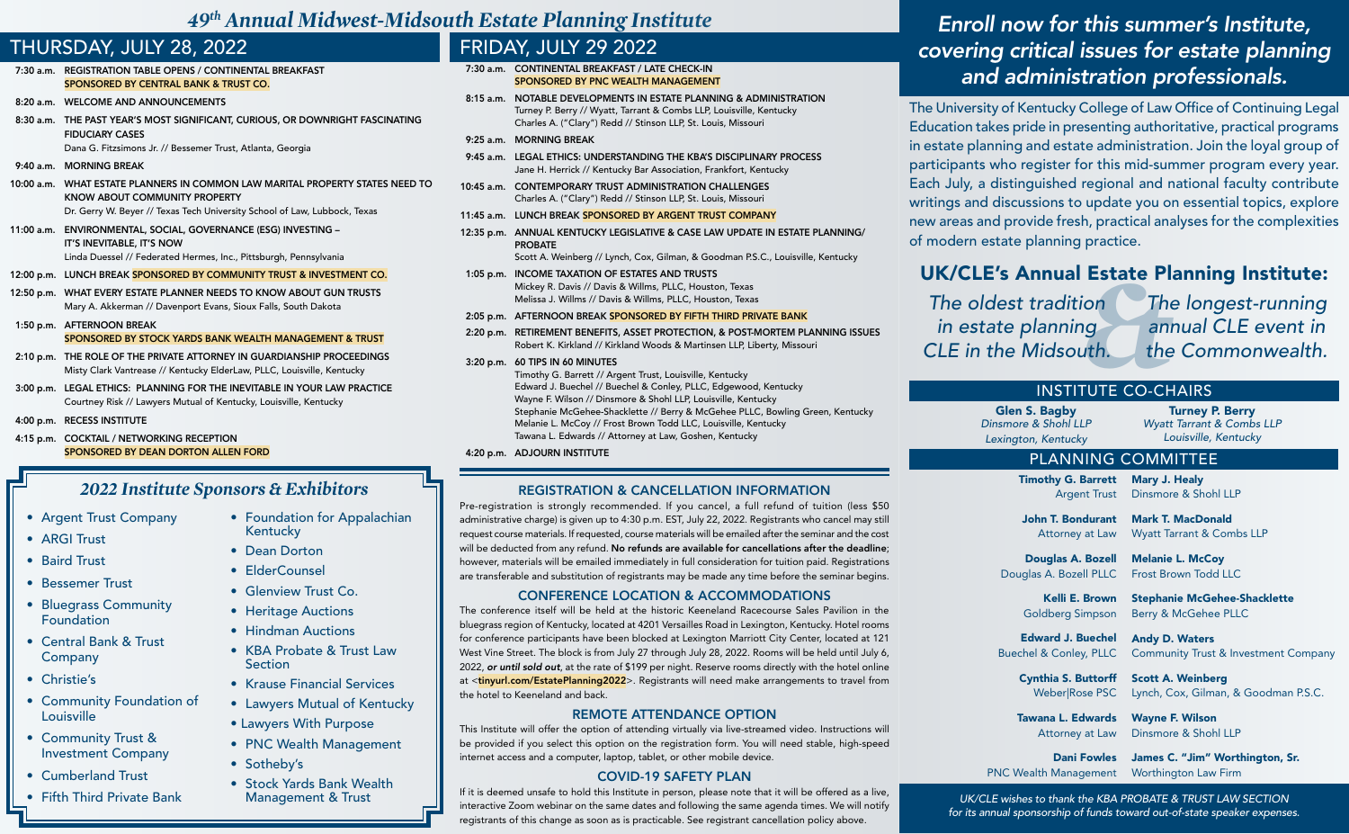# *49th Annual Midwest-Midsouth Estate Planning Institute*

## THURSDAY, JULY 28, 2022

**7:30 a.m.** REGISTRATION TABLE OPENS / CONTINENTAL BREAKFAST
SPONSORED BY CENTRAL BANK & TRUST CO.

**8:20 a.m.** WELCOME AND ANNOUNCEMENTS

**8:30 a.m.** THE PAST YEAR'S MOST SIGNIFICANT, CURIOUS, OR DOWNRIGHT FASCINATING FIDUCIARY CASES
Dana G. Fitzsimons Jr. // Bessemer Trust, Atlanta, Georgia

**9:40 a.m.** MORNING BREAK

**10:00 a.m.** WHAT ESTATE PLANNERS IN COMMON LAW MARITAL PROPERTY STATES NEED TO KNOW ABOUT COMMUNITY PROPERTY
Dr. Gerry W. Beyer // Texas Tech University School of Law, Lubbock, Texas

**11:00 a.m.** ENVIRONMENTAL, SOCIAL, GOVERNANCE (ESG) INVESTING – IT'S INEVITABLE, IT'S NOW
Linda Duessel // Federated Hermes, Inc., Pittsburgh, Pennsylvania

**12:00 p.m.** LUNCH BREAK SPONSORED BY COMMUNITY TRUST & INVESTMENT CO.

**12:50 p.m.** WHAT EVERY ESTATE PLANNER NEEDS TO KNOW ABOUT GUN TRUSTS
Mary A. Akkerman // Davenport Evans, Sioux Falls, South Dakota

**1:50 p.m.** AFTERNOON BREAK
SPONSORED BY STOCK YARDS BANK WEALTH MANAGEMENT & TRUST

**2:10 p.m.** THE ROLE OF THE PRIVATE ATTORNEY IN GUARDIANSHIP PROCEEDINGS
Misty Clark Vantrease // Kentucky ElderLaw, PLLC, Louisville, Kentucky

**3:00 p.m.** LEGAL ETHICS: PLANNING FOR THE INEVITABLE IN YOUR LAW PRACTICE
Courtney Risk // Lawyers Mutual of Kentucky, Louisville, Kentucky

**4:00 p.m.** RECESS INSTITUTE

**4:15 p.m.** COCKTAIL / NETWORKING RECEPTION
SPONSORED BY DEAN DORTON ALLEN FORD

## FRIDAY, JULY 29 2022

**7:30 a.m.** CONTINENTAL BREAKFAST / LATE CHECK-IN
SPONSORED BY PNC WEALTH MANAGEMENT

**8:15 a.m.** NOTABLE DEVELOPMENTS IN ESTATE PLANNING & ADMINISTRATION
Turney P. Berry // Wyatt, Tarrant & Combs LLP, Louisville, Kentucky
Charles A. ("Clary") Redd // Stinson LLP, St. Louis, Missouri

**9:25 a.m.** MORNING BREAK

**9:45 a.m.** LEGAL ETHICS: UNDERSTANDING THE KBA'S DISCIPLINARY PROCESS
Jane H. Herrick // Kentucky Bar Association, Frankfort, Kentucky

**10:45 a.m.** CONTEMPORARY TRUST ADMINISTRATION CHALLENGES
Charles A. ("Clary") Redd // Stinson LLP, St. Louis, Missouri

**11:45 a.m.** LUNCH BREAK SPONSORED BY ARGENT TRUST COMPANY

**12:35 p.m.** ANNUAL KENTUCKY LEGISLATIVE & CASE LAW UPDATE IN ESTATE PLANNING/ PROBATE
Scott A. Weinberg // Lynch, Cox, Gilman, & Goodman P.S.C., Louisville, Kentucky

**1:05 p.m.** INCOME TAXATION OF ESTATES AND TRUSTS
Mickey R. Davis // Davis & Willms, PLLC, Houston, Texas
Melissa J. Willms // Davis & Willms, PLLC, Houston, Texas

**2:05 p.m.** AFTERNOON BREAK SPONSORED BY FIFTH THIRD PRIVATE BANK

**2:20 p.m.** RETIREMENT BENEFITS, ASSET PROTECTION, & POST-MORTEM PLANNING ISSUES
Robert K. Kirkland // Kirkland Woods & Martinsen LLP, Liberty, Missouri

**3:20 p.m.** 60 TIPS IN 60 MINUTES
Timothy G. Barrett // Argent Trust, Louisville, Kentucky
Edward J. Buechel // Buechel & Conley, PLLC, Edgewood, Kentucky
Wayne F. Wilson // Dinsmore & Shohl LLP, Louisville, Kentucky
Stephanie McGehee-Shacklette // Berry & McGehee PLLC, Bowling Green, Kentucky
Melanie L. McCoy // Frost Brown Todd LLC, Louisville, Kentucky
Tawana L. Edwards // Attorney at Law, Goshen, Kentucky

**4:20 p.m.** ADJOURN INSTITUTE

## *2022 Institute Sponsors & Exhibitors*

- Argent Trust Company
- ARGI Trust
- Baird Trust
- Bessemer Trust
- Bluegrass Community Foundation
- Central Bank & Trust Company
- Christie's
- Community Foundation of Louisville
- Community Trust & Investment Company
- Cumberland Trust
- Fifth Third Private Bank
- Foundation for Appalachian Kentucky
- Dean Dorton
- ElderCounsel
- Glenview Trust Co.
- Heritage Auctions
- Hindman Auctions
- KBA Probate & Trust Law Section
- Krause Financial Services
- Lawyers Mutual of Kentucky
- Lawyers With Purpose
- PNC Wealth Management
- Sotheby's
- Stock Yards Bank Wealth Management & Trust

## REGISTRATION & CANCELLATION INFORMATION

Pre-registration is strongly recommended. If you cancel, a full refund of tuition (less $50 administrative charge) is given up to 4:30 p.m. EST, July 22, 2022. Registrants who cancel may still request course materials. If requested, course materials will be emailed after the seminar and the cost will be deducted from any refund. **No refunds are available for cancellations after the deadline**; however, materials will be emailed immediately in full consideration for tuition paid. Registrations are transferable and substitution of registrants may be made any time before the seminar begins.

## CONFERENCE LOCATION & ACCOMMODATIONS

The conference itself will be held at the historic Keeneland Racecourse Sales Pavilion in the bluegrass region of Kentucky, located at 4201 Versailles Road in Lexington, Kentucky. Hotel rooms for conference participants have been blocked at Lexington Marriott City Center, located at 121 West Vine Street. The block is from July 27 through July 28, 2022. Rooms will be held until July 6, 2022, ***or until sold out***, at the rate of $199 per night. Reserve rooms directly with the hotel online at <**tinyurl.com/EstatePlanning2022**>. Registrants will need make arrangements to travel from the hotel to Keeneland and back.

## REMOTE ATTENDANCE OPTION

This Institute will offer the option of attending virtually via live-streamed video. Instructions will be provided if you select this option on the registration form. You will need stable, high-speed internet access and a computer, laptop, tablet, or other mobile device.

## COVID-19 SAFETY PLAN

If it is deemed unsafe to hold this Institute in person, please note that it will be offered as a live, interactive Zoom webinar on the same dates and following the same agenda times. We will notify registrants of this change as soon as is practicable. See registrant cancellation policy above.

## *Enroll now for this summer's Institute, covering critical issues for estate planning and administration professionals.*

The University of Kentucky College of Law Office of Continuing Legal Education takes pride in presenting authoritative, practical programs in estate planning and estate administration. Join the loyal group of participants who register for this mid-summer program every year. Each July, a distinguished regional and national faculty contribute writings and discussions to update you on essential topics, explore new areas and provide fresh, practical analyses for the complexities of modern estate planning practice.

## UK/CLE's Annual Estate Planning Institute:

*The oldest tradition in estate planning CLE in the Midsouth.* & *The longest-running annual CLE event in the Commonwealth.*

## INSTITUTE CO-CHAIRS

**Glen S. Bagby**
*Dinsmore & Shohl LLP*
*Lexington, Kentucky*

**Turney P. Berry**
*Wyatt Tarrant & Combs LLP*
*Louisville, Kentucky*

## PLANNING COMMITTEE

| | |
|---|---|
| **Timothy G. Barrett**<br>Argent Trust | **Mary J. Healy**<br>Dinsmore & Shohl LLP |
| **John T. Bondurant**<br>Attorney at Law | **Mark T. MacDonald**<br>Wyatt Tarrant & Combs LLP |
| **Douglas A. Bozell**<br>Douglas A. Bozell PLLC | **Melanie L. McCoy**<br>Frost Brown Todd LLC |
| **Kelli E. Brown**<br>Goldberg Simpson | **Stephanie McGehee-Shacklette**<br>Berry & McGehee PLLC |
| **Edward J. Buechel**<br>Buechel & Conley, PLLC | **Andy D. Waters**<br>Community Trust & Investment Company |
| **Cynthia S. Buttorff**<br>Weber\|Rose PSC | **Scott A. Weinberg**<br>Lynch, Cox, Gilman, & Goodman P.S.C. |
| **Tawana L. Edwards**<br>Attorney at Law | **Wayne F. Wilson**<br>Dinsmore & Shohl LLP |
| **Dani Fowles**<br>PNC Wealth Management | **James C. "Jim" Worthington, Sr.**<br>Worthington Law Firm |

*UK/CLE wishes to thank the KBA PROBATE & TRUST LAW SECTION for its annual sponsorship of funds toward out-of-state speaker expenses.*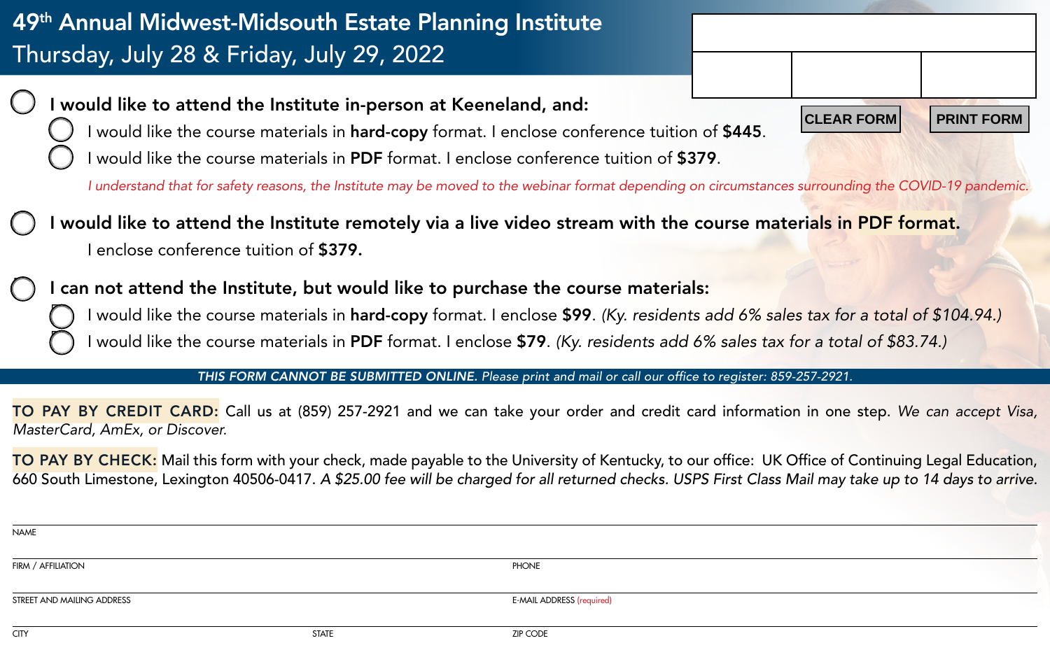# 49th Annual Midwest-Midsouth Estate Planning Institute

## Thursday, July 28 & Friday, July 29, 2022

CLEAR FORM PRINT FORM

- ◯ **I would like to attend the Institute in-person at Keeneland, and:**
  - ◯ I would like the course materials in **hard-copy** format. I enclose conference tuition of **$445**.
  - ◯ I would like the course materials in **PDF** format. I enclose conference tuition of **$379**.

  *I understand that for safety reasons, the Institute may be moved to the webinar format depending on circumstances surrounding the COVID-19 pandemic.*

- ◯ **I would like to attend the Institute remotely via a live video stream with the course materials in PDF format.**
  I enclose conference tuition of **$379.**

- ◯ **I can not attend the Institute, but would like to purchase the course materials:**
  - ◯ I would like the course materials in **hard-copy** format. I enclose **$99**. *(Ky. residents add 6% sales tax for a total of $104.94.)*
  - ◯ I would like the course materials in **PDF** format. I enclose **$79**. *(Ky. residents add 6% sales tax for a total of $83.74.)*

***THIS FORM CANNOT BE SUBMITTED ONLINE.** Please print and mail or call our office to register: 859-257-2921.*

**TO PAY BY CREDIT CARD:** Call us at (859) 257-2921 and we can take your order and credit card information in one step. *We can accept Visa, MasterCard, AmEx, or Discover.*

**TO PAY BY CHECK:** Mail this form with your check, made payable to the University of Kentucky, to our office: UK Office of Continuing Legal Education, 660 South Limestone, Lexington 40506-0417. *A $25.00 fee will be charged for all returned checks. USPS First Class Mail may take up to 14 days to arrive.*

NAME

FIRM / AFFILIATION

PHONE

STREET AND MAILING ADDRESS

E-MAIL ADDRESS (required)

CITY

STATE

ZIP CODE